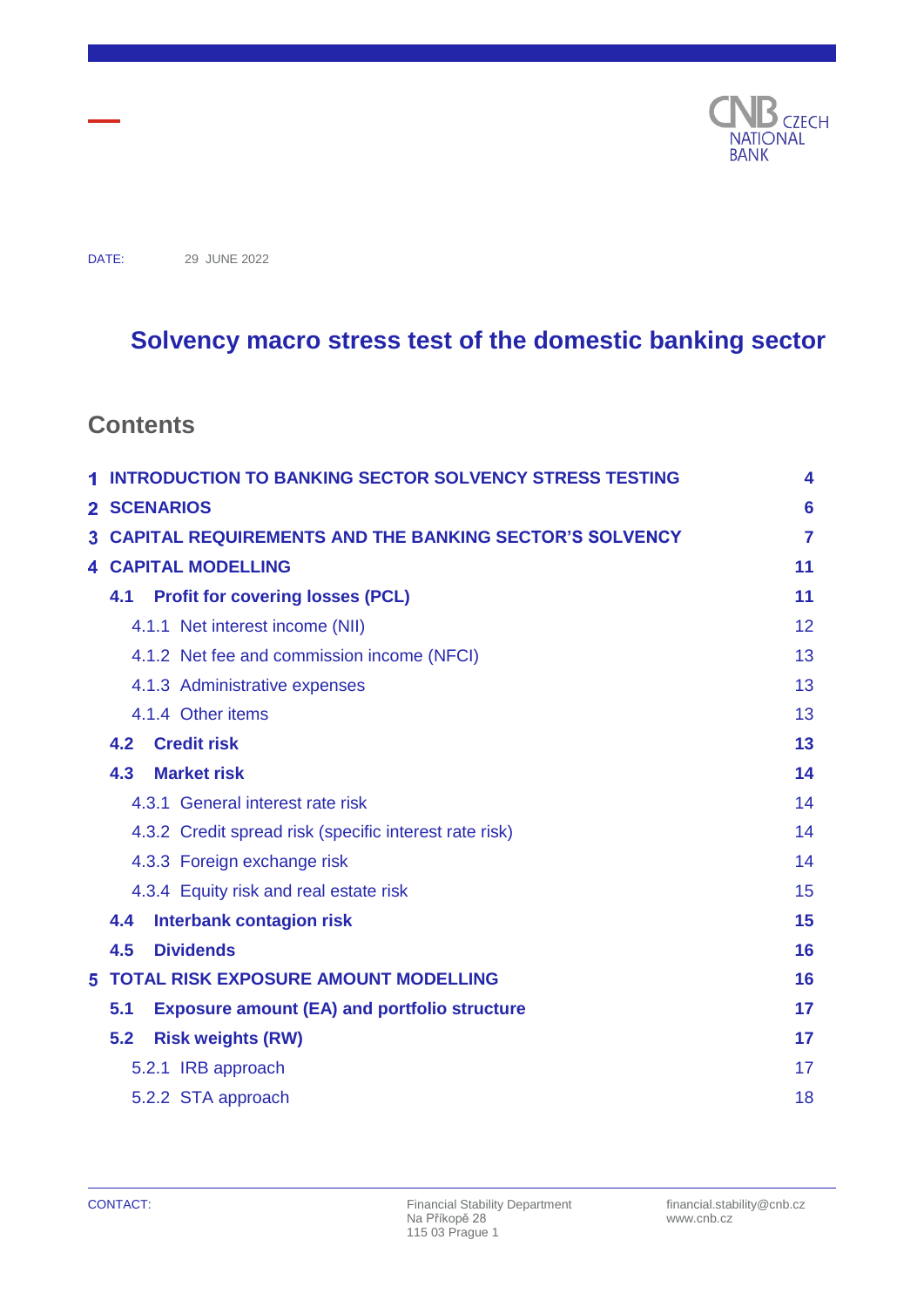CNB CZECH NATIONAL BANK

DATE: 29 JUNE 2022

# Solvency macro stress test of the domestic banking sector

## Contents

| | |
|---|---|
| **1 INTRODUCTION TO BANKING SECTOR SOLVENCY STRESS TESTING** | **4** |
| **2 SCENARIOS** | **6** |
| **3 CAPITAL REQUIREMENTS AND THE BANKING SECTOR'S SOLVENCY** | **7** |
| **4 CAPITAL MODELLING** | **11** |
| **4.1 Profit for covering losses (PCL)** | **11** |
| 4.1.1 Net interest income (NII) | 12 |
| 4.1.2 Net fee and commission income (NFCI) | 13 |
| 4.1.3 Administrative expenses | 13 |
| 4.1.4 Other items | 13 |
| **4.2 Credit risk** | **13** |
| **4.3 Market risk** | **14** |
| 4.3.1 General interest rate risk | 14 |
| 4.3.2 Credit spread risk (specific interest rate risk) | 14 |
| 4.3.3 Foreign exchange risk | 14 |
| 4.3.4 Equity risk and real estate risk | 15 |
| **4.4 Interbank contagion risk** | **15** |
| **4.5 Dividends** | **16** |
| **5 TOTAL RISK EXPOSURE AMOUNT MODELLING** | **16** |
| **5.1 Exposure amount (EA) and portfolio structure** | **17** |
| **5.2 Risk weights (RW)** | **17** |
| 5.2.1 IRB approach | 17 |
| 5.2.2 STA approach | 18 |

CONTACT: Financial Stability Department, Na Příkopě 28, 115 03 Prague 1 — financial.stability@cnb.cz, www.cnb.cz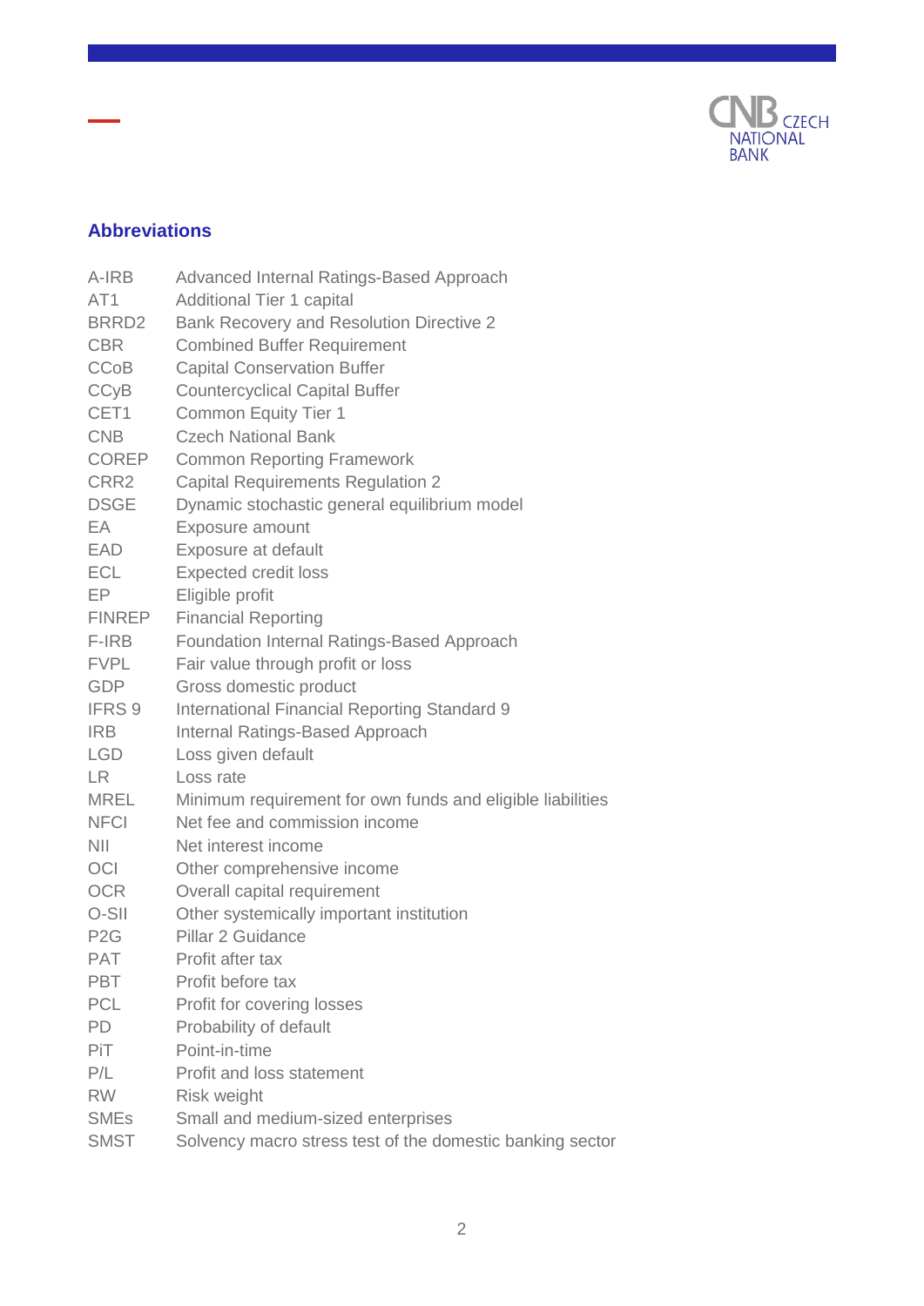## Abbreviations

| | |
|---|---|
| A-IRB | Advanced Internal Ratings-Based Approach |
| AT1 | Additional Tier 1 capital |
| BRRD2 | Bank Recovery and Resolution Directive 2 |
| CBR | Combined Buffer Requirement |
| CCoB | Capital Conservation Buffer |
| CCyB | Countercyclical Capital Buffer |
| CET1 | Common Equity Tier 1 |
| CNB | Czech National Bank |
| COREP | Common Reporting Framework |
| CRR2 | Capital Requirements Regulation 2 |
| DSGE | Dynamic stochastic general equilibrium model |
| EA | Exposure amount |
| EAD | Exposure at default |
| ECL | Expected credit loss |
| EP | Eligible profit |
| FINREP | Financial Reporting |
| F-IRB | Foundation Internal Ratings-Based Approach |
| FVPL | Fair value through profit or loss |
| GDP | Gross domestic product |
| IFRS 9 | International Financial Reporting Standard 9 |
| IRB | Internal Ratings-Based Approach |
| LGD | Loss given default |
| LR | Loss rate |
| MREL | Minimum requirement for own funds and eligible liabilities |
| NFCI | Net fee and commission income |
| NII | Net interest income |
| OCI | Other comprehensive income |
| OCR | Overall capital requirement |
| O-SII | Other systemically important institution |
| P2G | Pillar 2 Guidance |
| PAT | Profit after tax |
| PBT | Profit before tax |
| PCL | Profit for covering losses |
| PD | Probability of default |
| PiT | Point-in-time |
| P/L | Profit and loss statement |
| RW | Risk weight |
| SMEs | Small and medium-sized enterprises |
| SMST | Solvency macro stress test of the domestic banking sector |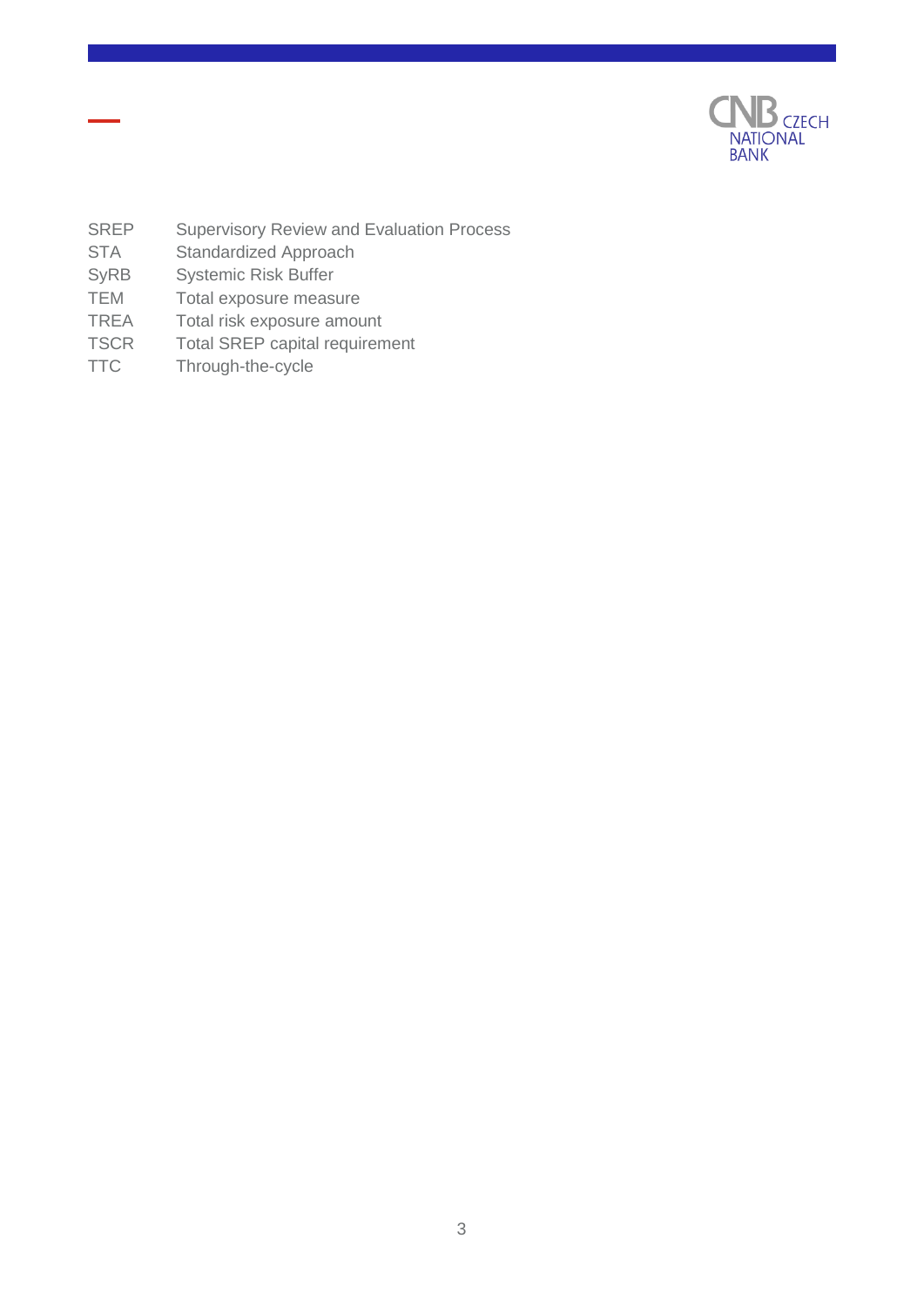| | |
|---|---|
| SREP | Supervisory Review and Evaluation Process |
| STA | Standardized Approach |
| SyRB | Systemic Risk Buffer |
| TEM | Total exposure measure |
| TREA | Total risk exposure amount |
| TSCR | Total SREP capital requirement |
| TTC | Through-the-cycle |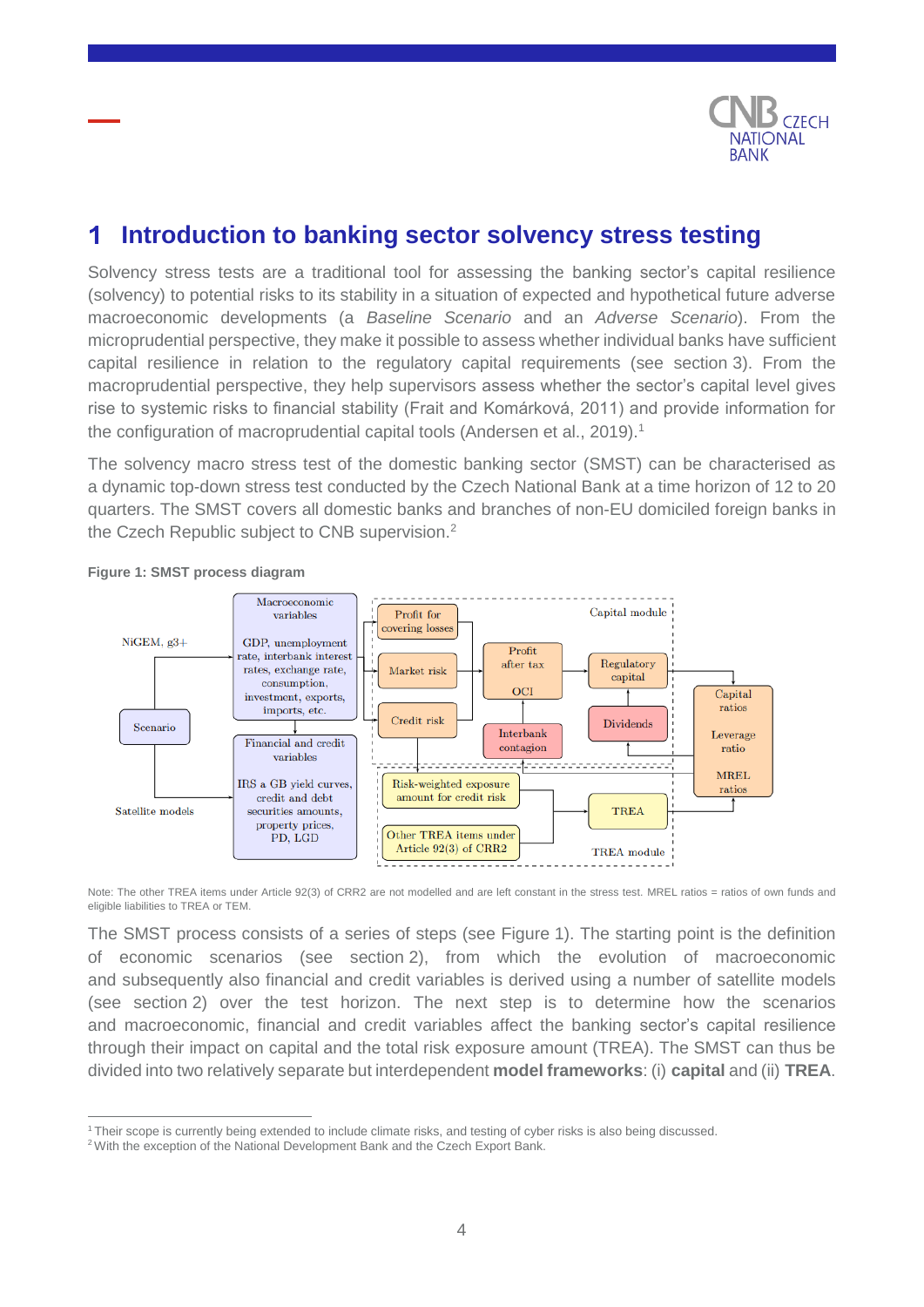# 1 Introduction to banking sector solvency stress testing

Solvency stress tests are a traditional tool for assessing the banking sector's capital resilience (solvency) to potential risks to its stability in a situation of expected and hypothetical future adverse macroeconomic developments (a *Baseline Scenario* and an *Adverse Scenario*). From the microprudential perspective, they make it possible to assess whether individual banks have sufficient capital resilience in relation to the regulatory capital requirements (see section 3). From the macroprudential perspective, they help supervisors assess whether the sector's capital level gives rise to systemic risks to financial stability (Frait and Komárková, 2011) and provide information for the configuration of macroprudential capital tools (Andersen et al., 2019).[1]

The solvency macro stress test of the domestic banking sector (SMST) can be characterised as a dynamic top-down stress test conducted by the Czech National Bank at a time horizon of 12 to 20 quarters. The SMST covers all domestic banks and branches of non-EU domiciled foreign banks in the Czech Republic subject to CNB supervision.[2]

**Figure 1: SMST process diagram**

NiGEM, g3+ | Scenario | Satellite models | Macroeconomic variables: GDP, unemployment rate, interbank interest rates, exchange rate, consumption, investment, exports, imports, etc. | Financial and credit variables: IRS a GB yield curves, credit and debt securities amounts, property prices, PD, LGD | Capital module: Profit for covering losses, Market risk, Credit risk, Profit after tax, OCI, Interbank contagion, Regulatory capital, Dividends | Capital ratios, Leverage ratio, MREL ratios | TREA module: Risk-weighted exposure amount for credit risk, Other TREA items under Article 92(3) of CRR2, TREA

Note: The other TREA items under Article 92(3) of CRR2 are not modelled and are left constant in the stress test. MREL ratios = ratios of own funds and eligible liabilities to TREA or TEM.

The SMST process consists of a series of steps (see Figure 1). The starting point is the definition of economic scenarios (see section 2), from which the evolution of macroeconomic and subsequently also financial and credit variables is derived using a number of satellite models (see section 2) over the test horizon. The next step is to determine how the scenarios and macroeconomic, financial and credit variables affect the banking sector's capital resilience through their impact on capital and the total risk exposure amount (TREA). The SMST can thus be divided into two relatively separate but interdependent **model frameworks**: (i) **capital** and (ii) **TREA**.

[1] Their scope is currently being extended to include climate risks, and testing of cyber risks is also being discussed.

[2] With the exception of the National Development Bank and the Czech Export Bank.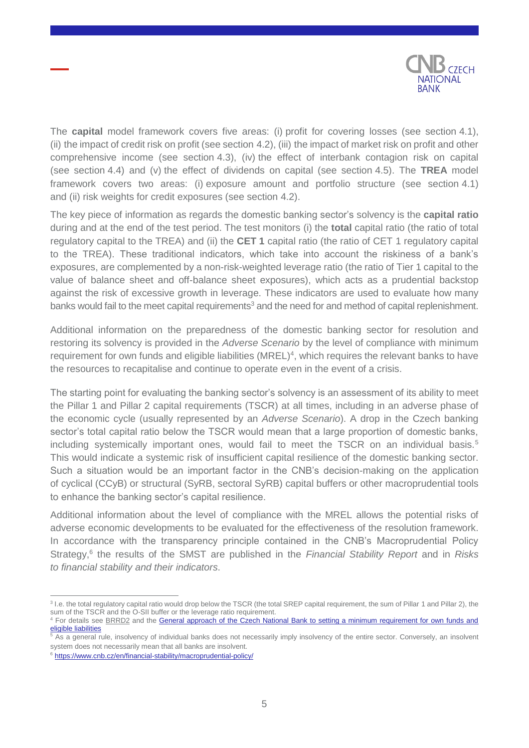The **capital** model framework covers five areas: (i) profit for covering losses (see section 4.1), (ii) the impact of credit risk on profit (see section 4.2), (iii) the impact of market risk on profit and other comprehensive income (see section 4.3), (iv) the effect of interbank contagion risk on capital (see section 4.4) and (v) the effect of dividends on capital (see section 4.5). The **TREA** model framework covers two areas: (i) exposure amount and portfolio structure (see section 4.1) and (ii) risk weights for credit exposures (see section 4.2).

The key piece of information as regards the domestic banking sector's solvency is the **capital ratio** during and at the end of the test period. The test monitors (i) the **total** capital ratio (the ratio of total regulatory capital to the TREA) and (ii) the **CET 1** capital ratio (the ratio of CET 1 regulatory capital to the TREA). These traditional indicators, which take into account the riskiness of a bank's exposures, are complemented by a non-risk-weighted leverage ratio (the ratio of Tier 1 capital to the value of balance sheet and off-balance sheet exposures), which acts as a prudential backstop against the risk of excessive growth in leverage. These indicators are used to evaluate how many banks would fail to the meet capital requirements[3] and the need for and method of capital replenishment.

Additional information on the preparedness of the domestic banking sector for resolution and restoring its solvency is provided in the *Adverse Scenario* by the level of compliance with minimum requirement for own funds and eligible liabilities (MREL)[4], which requires the relevant banks to have the resources to recapitalise and continue to operate even in the event of a crisis.

The starting point for evaluating the banking sector's solvency is an assessment of its ability to meet the Pillar 1 and Pillar 2 capital requirements (TSCR) at all times, including in an adverse phase of the economic cycle (usually represented by an *Adverse Scenario*). A drop in the Czech banking sector's total capital ratio below the TSCR would mean that a large proportion of domestic banks, including systemically important ones, would fail to meet the TSCR on an individual basis.[5] This would indicate a systemic risk of insufficient capital resilience of the domestic banking sector. Such a situation would be an important factor in the CNB's decision-making on the application of cyclical (CCyB) or structural (SyRB, sectoral SyRB) capital buffers or other macroprudential tools to enhance the banking sector's capital resilience.

Additional information about the level of compliance with the MREL allows the potential risks of adverse economic developments to be evaluated for the effectiveness of the resolution framework. In accordance with the transparency principle contained in the CNB's Macroprudential Policy Strategy,[6] the results of the SMST are published in the *Financial Stability Report* and in *Risks to financial stability and their indicators*.

---

[3] I.e. the total regulatory capital ratio would drop below the TSCR (the total SREP capital requirement, the sum of Pillar 1 and Pillar 2), the sum of the TSCR and the O-SII buffer or the leverage ratio requirement.

[4] For details see BRRD2 and the General approach of the Czech National Bank to setting a minimum requirement for own funds and eligible liabilities

[5] As a general rule, insolvency of individual banks does not necessarily imply insolvency of the entire sector. Conversely, an insolvent system does not necessarily mean that all banks are insolvent.

[6] https://www.cnb.cz/en/financial-stability/macroprudential-policy/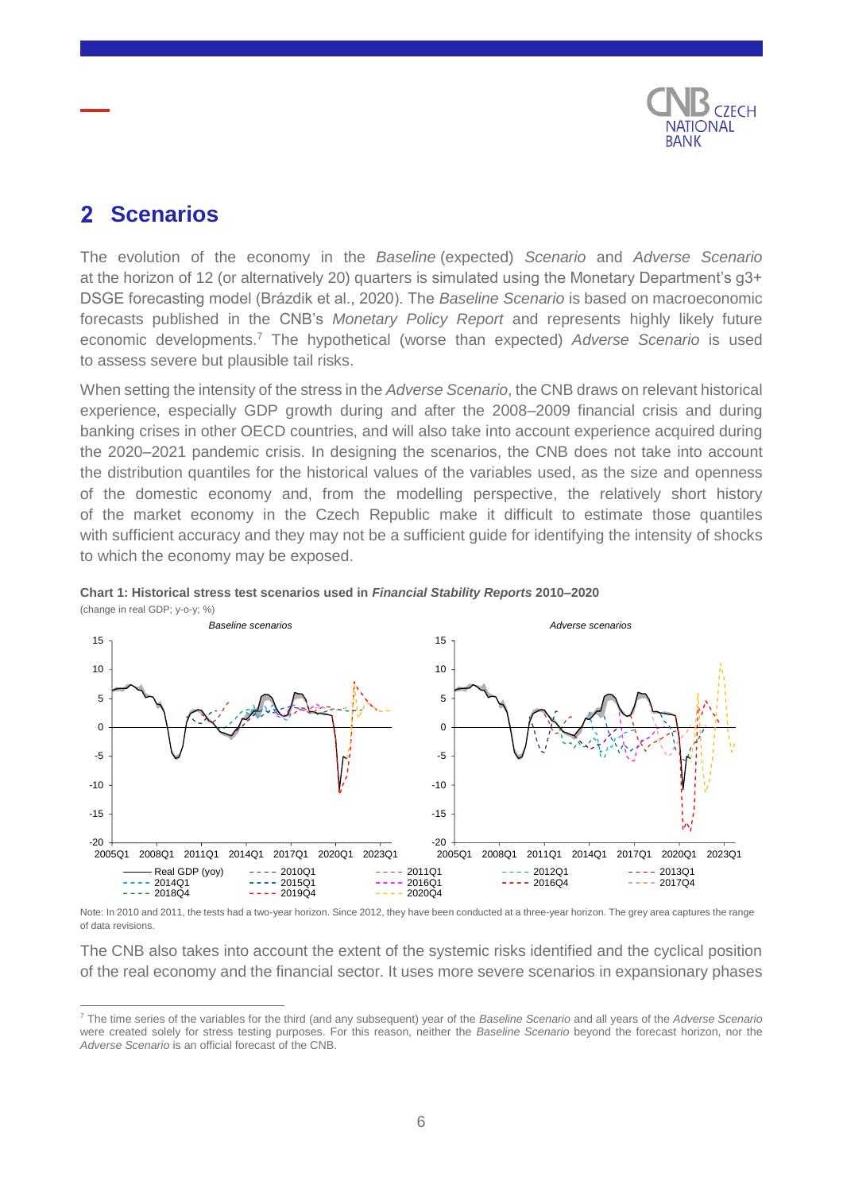## 2 Scenarios

The evolution of the economy in the *Baseline* (expected) *Scenario* and *Adverse Scenario* at the horizon of 12 (or alternatively 20) quarters is simulated using the Monetary Department's g3+ DSGE forecasting model (Brázdik et al., 2020). The *Baseline Scenario* is based on macroeconomic forecasts published in the CNB's *Monetary Policy Report* and represents highly likely future economic developments.[7] The hypothetical (worse than expected) *Adverse Scenario* is used to assess severe but plausible tail risks.

When setting the intensity of the stress in the *Adverse Scenario*, the CNB draws on relevant historical experience, especially GDP growth during and after the 2008–2009 financial crisis and during banking crises in other OECD countries, and will also take into account experience acquired during the 2020–2021 pandemic crisis. In designing the scenarios, the CNB does not take into account the distribution quantiles for the historical values of the variables used, as the size and openness of the domestic economy and, from the modelling perspective, the relatively short history of the market economy in the Czech Republic make it difficult to estimate those quantiles with sufficient accuracy and they may not be a sufficient guide for identifying the intensity of shocks to which the economy may be exposed.

**Chart 1: Historical stress test scenarios used in *Financial Stability Reports* 2010–2020**
(change in real GDP; y-o-y; %)

Note: In 2010 and 2011, the tests had a two-year horizon. Since 2012, they have been conducted at a three-year horizon. The grey area captures the range of data revisions.

The CNB also takes into account the extent of the systemic risks identified and the cyclical position of the real economy and the financial sector. It uses more severe scenarios in expansionary phases

[7] The time series of the variables for the third (and any subsequent) year of the *Baseline Scenario* and all years of the *Adverse Scenario* were created solely for stress testing purposes. For this reason, neither the *Baseline Scenario* beyond the forecast horizon, nor the *Adverse Scenario* is an official forecast of the CNB.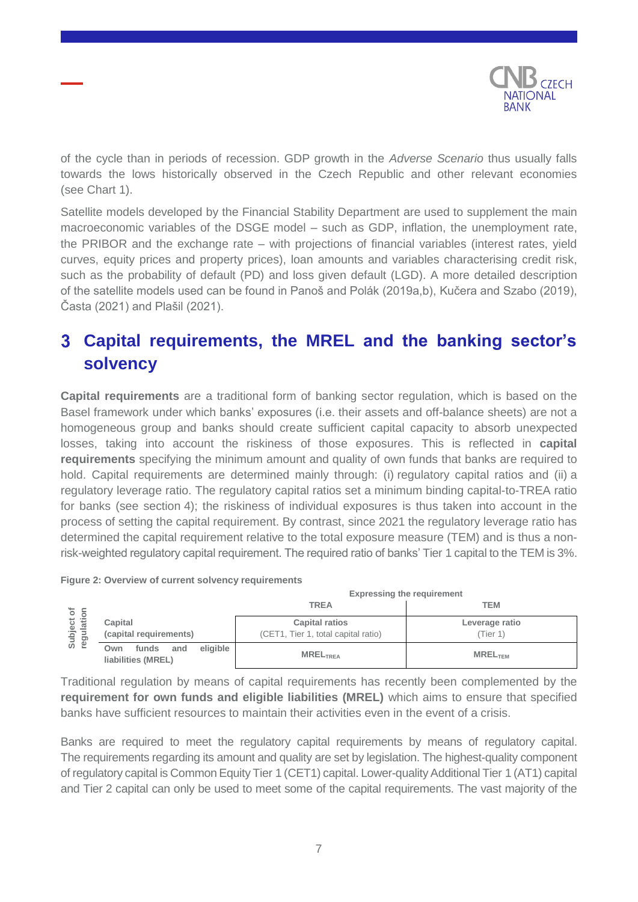of the cycle than in periods of recession. GDP growth in the *Adverse Scenario* thus usually falls towards the lows historically observed in the Czech Republic and other relevant economies (see Chart 1).

Satellite models developed by the Financial Stability Department are used to supplement the main macroeconomic variables of the DSGE model – such as GDP, inflation, the unemployment rate, the PRIBOR and the exchange rate – with projections of financial variables (interest rates, yield curves, equity prices and property prices), loan amounts and variables characterising credit risk, such as the probability of default (PD) and loss given default (LGD). A more detailed description of the satellite models used can be found in Panoš and Polák (2019a,b), Kučera and Szabo (2019), Časta (2021) and Plašil (2021).

# 3 Capital requirements, the MREL and the banking sector's solvency

**Capital requirements** are a traditional form of banking sector regulation, which is based on the Basel framework under which banks' exposures (i.e. their assets and off-balance sheets) are not a homogeneous group and banks should create sufficient capital capacity to absorb unexpected losses, taking into account the riskiness of those exposures. This is reflected in **capital requirements** specifying the minimum amount and quality of own funds that banks are required to hold. Capital requirements are determined mainly through: (i) regulatory capital ratios and (ii) a regulatory leverage ratio. The regulatory capital ratios set a minimum binding capital-to-TREA ratio for banks (see section 4); the riskiness of individual exposures is thus taken into account in the process of setting the capital requirement. By contrast, since 2021 the regulatory leverage ratio has determined the capital requirement relative to the total exposure measure (TEM) and is thus a non-risk-weighted regulatory capital requirement. The required ratio of banks' Tier 1 capital to the TEM is 3%.

**Figure 2: Overview of current solvency requirements**

| | | Expressing the requirement | |
|---|---|---|---|
| | | **TREA** | **TEM** |
| **Subject of regulation** | **Capital (capital requirements)** | **Capital ratios** (CET1, Tier 1, total capital ratio) | **Leverage ratio** (Tier 1) |
| | **Own funds and eligible liabilities (MREL)** | $\text{MREL}_{\text{TREA}}$ | $\text{MREL}_{\text{TEM}}$ |

Traditional regulation by means of capital requirements has recently been complemented by the **requirement for own funds and eligible liabilities (MREL)** which aims to ensure that specified banks have sufficient resources to maintain their activities even in the event of a crisis.

Banks are required to meet the regulatory capital requirements by means of regulatory capital. The requirements regarding its amount and quality are set by legislation. The highest-quality component of regulatory capital is Common Equity Tier 1 (CET1) capital. Lower-quality Additional Tier 1 (AT1) capital and Tier 2 capital can only be used to meet some of the capital requirements. The vast majority of the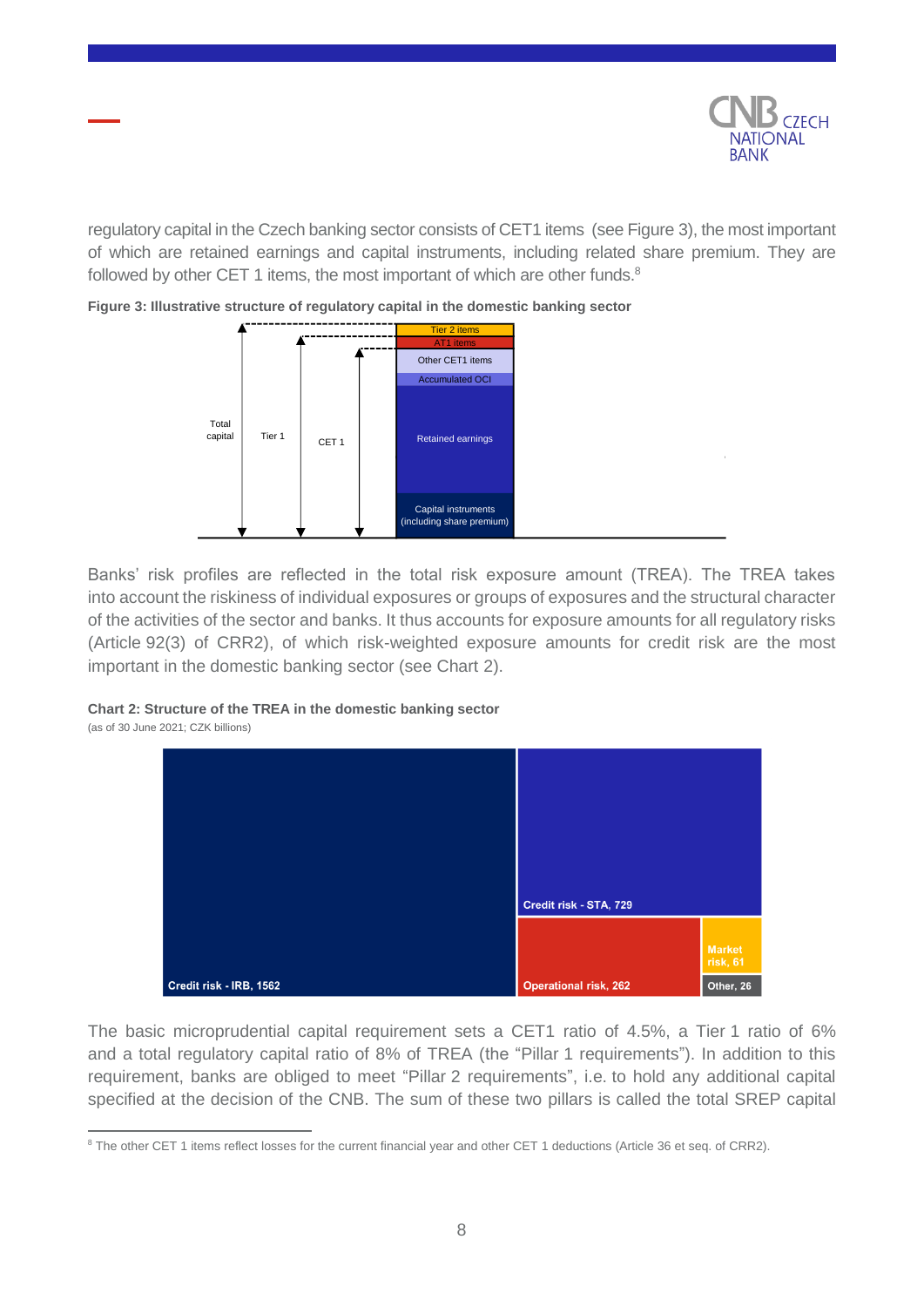regulatory capital in the Czech banking sector consists of CET1 items (see Figure 3), the most important of which are retained earnings and capital instruments, including related share premium. They are followed by other CET 1 items, the most important of which are other funds.[8]

**Figure 3: Illustrative structure of regulatory capital in the domestic banking sector**

Total capital | Tier 1 | CET 1

Tier 2 items
AT1 items
Other CET1 items
Accumulated OCI
Retained earnings
Capital instruments (including share premium)

Banks' risk profiles are reflected in the total risk exposure amount (TREA). The TREA takes into account the riskiness of individual exposures or groups of exposures and the structural character of the activities of the sector and banks. It thus accounts for exposure amounts for all regulatory risks (Article 92(3) of CRR2), of which risk-weighted exposure amounts for credit risk are the most important in the domestic banking sector (see Chart 2).

**Chart 2: Structure of the TREA in the domestic banking sector**
(as of 30 June 2021; CZK billions)

Credit risk - IRB, 1562
Credit risk - STA, 729
Operational risk, 262
Market risk, 61
Other, 26

The basic microprudential capital requirement sets a CET1 ratio of 4.5%, a Tier 1 ratio of 6% and a total regulatory capital ratio of 8% of TREA (the "Pillar 1 requirements"). In addition to this requirement, banks are obliged to meet "Pillar 2 requirements", i.e. to hold any additional capital specified at the decision of the CNB. The sum of these two pillars is called the total SREP capital

[8] The other CET 1 items reflect losses for the current financial year and other CET 1 deductions (Article 36 et seq. of CRR2).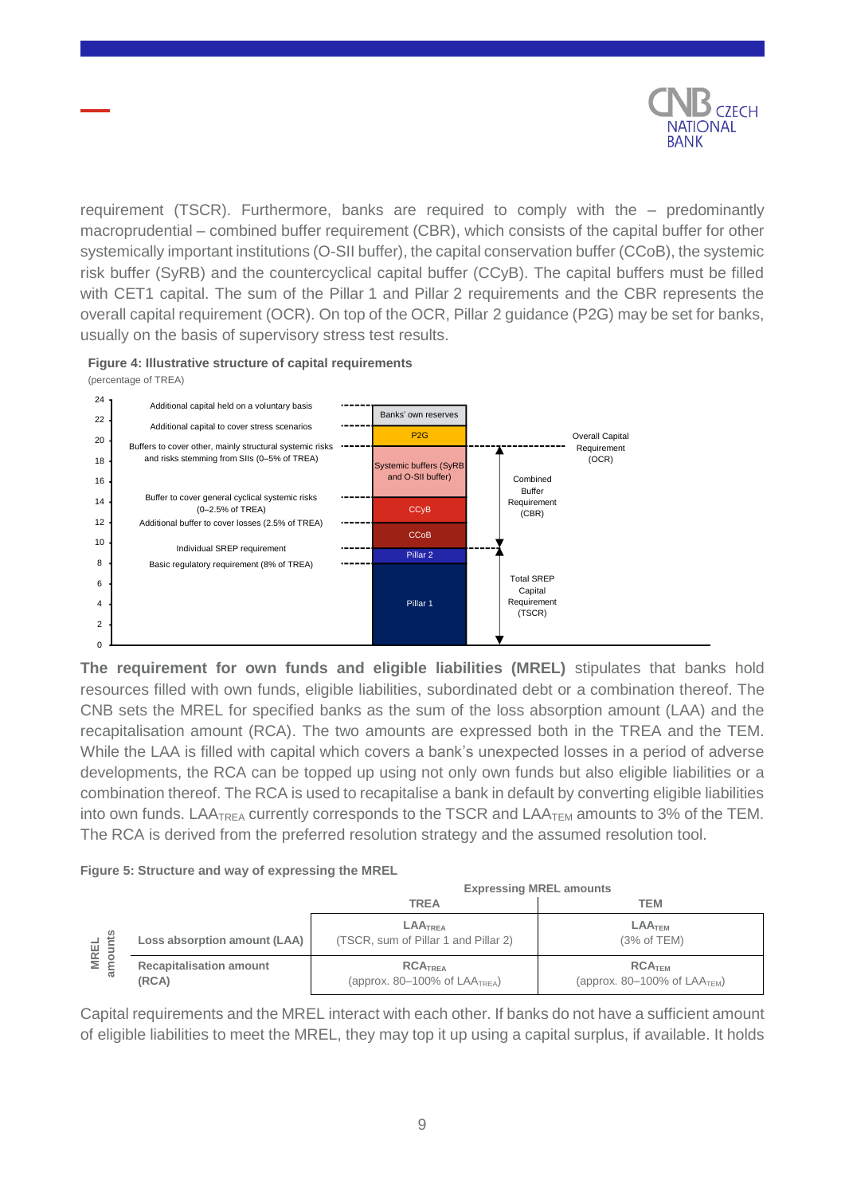requirement (TSCR). Furthermore, banks are required to comply with the – predominantly macroprudential – combined buffer requirement (CBR), which consists of the capital buffer for other systemically important institutions (O-SII buffer), the capital conservation buffer (CCoB), the systemic risk buffer (SyRB) and the countercyclical capital buffer (CCyB). The capital buffers must be filled with CET1 capital. The sum of the Pillar 1 and Pillar 2 requirements and the CBR represents the overall capital requirement (OCR). On top of the OCR, Pillar 2 guidance (P2G) may be set for banks, usually on the basis of supervisory stress test results.

**Figure 4: Illustrative structure of capital requirements**

(percentage of TREA)

| Description | Component | Requirement grouping |
|---|---|---|
| Additional capital held on a voluntary basis | Banks' own reserves | |
| Additional capital to cover stress scenarios | P2G | |
| Buffers to cover other, mainly structural systemic risks and risks stemming from SIIs (0–5% of TREA) | Systemic buffers (SyRB and O-SII buffer) | Combined Buffer Requirement (CBR) |
| Buffer to cover general cyclical systemic risks (0–2.5% of TREA) | CCyB | Combined Buffer Requirement (CBR) |
| Additional buffer to cover losses (2.5% of TREA) | CCoB | Combined Buffer Requirement (CBR) |
| Individual SREP requirement | Pillar 2 | Total SREP Capital Requirement (TSCR) |
| Basic regulatory requirement (8% of TREA) | Pillar 1 | Total SREP Capital Requirement (TSCR) |

Overall Capital Requirement (OCR) = TSCR + CBR

**The requirement for own funds and eligible liabilities (MREL)** stipulates that banks hold resources filled with own funds, eligible liabilities, subordinated debt or a combination thereof. The CNB sets the MREL for specified banks as the sum of the loss absorption amount (LAA) and the recapitalisation amount (RCA). The two amounts are expressed both in the TREA and the TEM. While the LAA is filled with capital which covers a bank's unexpected losses in a period of adverse developments, the RCA can be topped up using not only own funds but also eligible liabilities or a combination thereof. The RCA is used to recapitalise a bank in default by converting eligible liabilities into own funds. $LAA_{TREA}$ currently corresponds to the TSCR and $LAA_{TEM}$ amounts to 3% of the TEM. The RCA is derived from the preferred resolution strategy and the assumed resolution tool.

**Figure 5: Structure and way of expressing the MREL**

| MREL amounts | Expressing MREL amounts: TREA | Expressing MREL amounts: TEM |
|---|---|---|
| **Loss absorption amount (LAA)** | **$LAA_{TREA}$** (TSCR, sum of Pillar 1 and Pillar 2) | **$LAA_{TEM}$** (3% of TEM) |
| **Recapitalisation amount (RCA)** | **$RCA_{TREA}$** (approx. 80–100% of $LAA_{TREA}$) | **$RCA_{TEM}$** (approx. 80–100% of $LAA_{TEM}$) |

Capital requirements and the MREL interact with each other. If banks do not have a sufficient amount of eligible liabilities to meet the MREL, they may top it up using a capital surplus, if available. It holds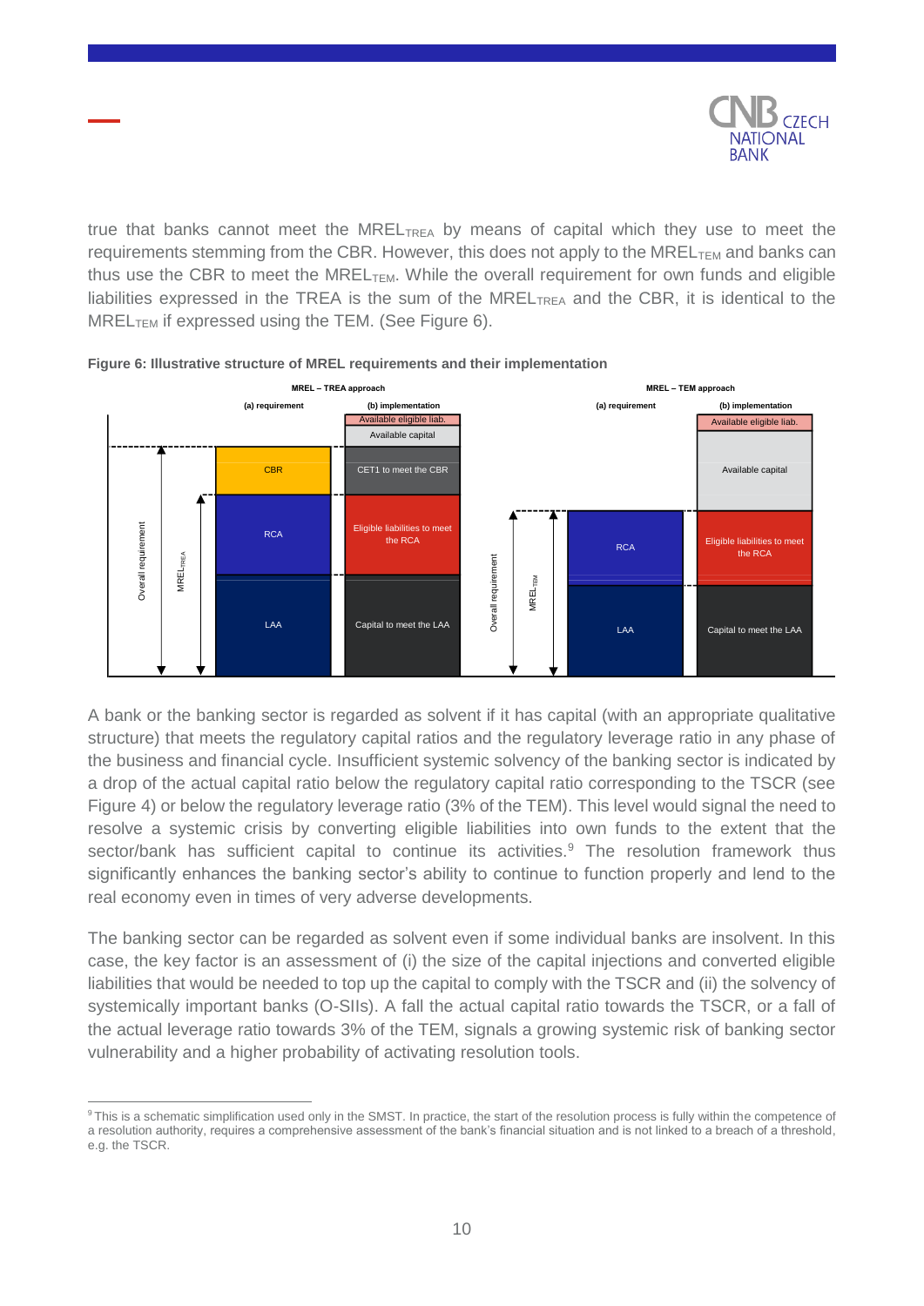true that banks cannot meet the $MREL_{TREA}$ by means of capital which they use to meet the requirements stemming from the CBR. However, this does not apply to the $MREL_{TEM}$ and banks can thus use the CBR to meet the $MREL_{TEM}$. While the overall requirement for own funds and eligible liabilities expressed in the TREA is the sum of the $MREL_{TREA}$ and the CBR, it is identical to the $MREL_{TEM}$ if expressed using the TEM. (See Figure 6).

**Figure 6: Illustrative structure of MREL requirements and their implementation**

A bank or the banking sector is regarded as solvent if it has capital (with an appropriate qualitative structure) that meets the regulatory capital ratios and the regulatory leverage ratio in any phase of the business and financial cycle. Insufficient systemic solvency of the banking sector is indicated by a drop of the actual capital ratio below the regulatory capital ratio corresponding to the TSCR (see Figure 4) or below the regulatory leverage ratio (3% of the TEM). This level would signal the need to resolve a systemic crisis by converting eligible liabilities into own funds to the extent that the sector/bank has sufficient capital to continue its activities.[9] The resolution framework thus significantly enhances the banking sector's ability to continue to function properly and lend to the real economy even in times of very adverse developments.

The banking sector can be regarded as solvent even if some individual banks are insolvent. In this case, the key factor is an assessment of (i) the size of the capital injections and converted eligible liabilities that would be needed to top up the capital to comply with the TSCR and (ii) the solvency of systemically important banks (O-SIIs). A fall the actual capital ratio towards the TSCR, or a fall of the actual leverage ratio towards 3% of the TEM, signals a growing systemic risk of banking sector vulnerability and a higher probability of activating resolution tools.

[9] This is a schematic simplification used only in the SMST. In practice, the start of the resolution process is fully within the competence of a resolution authority, requires a comprehensive assessment of the bank's financial situation and is not linked to a breach of a threshold, e.g. the TSCR.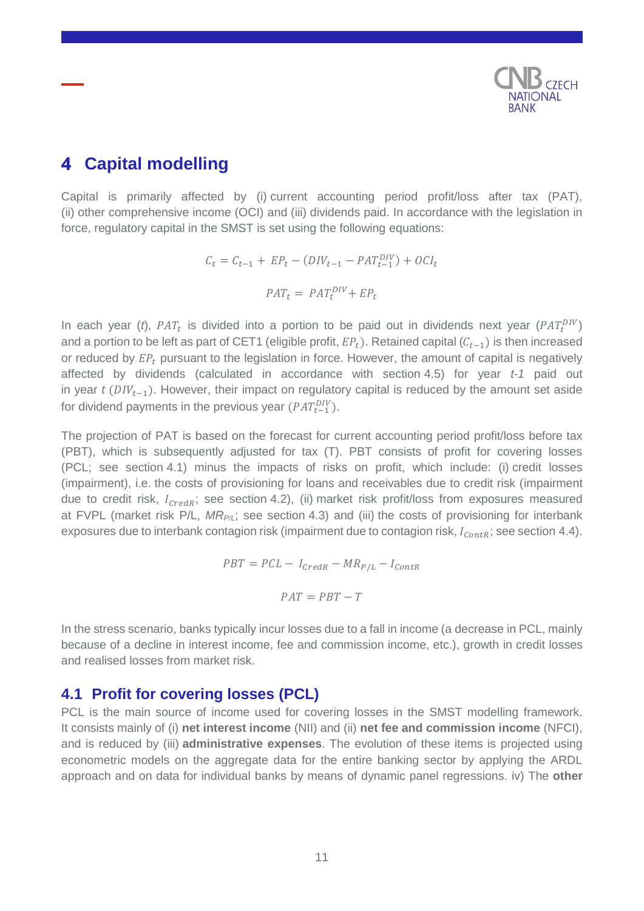## 4 Capital modelling

Capital is primarily affected by (i) current accounting period profit/loss after tax (PAT), (ii) other comprehensive income (OCI) and (iii) dividends paid. In accordance with the legislation in force, regulatory capital in the SMST is set using the following equations:

$$C_t = C_{t-1} + EP_t - (DIV_{t-1} - PAT_{t-1}^{DIV}) + OCI_t$$

$$PAT_t = PAT_t^{DIV} + EP_t$$

In each year ($t$), $PAT_t$ is divided into a portion to be paid out in dividends next year ($PAT_t^{DIV}$) and a portion to be left as part of CET1 (eligible profit, $EP_t$). Retained capital ($C_{t-1}$) is then increased or reduced by $EP_t$ pursuant to the legislation in force. However, the amount of capital is negatively affected by dividends (calculated in accordance with section 4.5) for year *t-1* paid out in year $t$ ($DIV_{t-1}$). However, their impact on regulatory capital is reduced by the amount set aside for dividend payments in the previous year ($PAT_{t-1}^{DIV}$).

The projection of PAT is based on the forecast for current accounting period profit/loss before tax (PBT), which is subsequently adjusted for tax (T). PBT consists of profit for covering losses (PCL; see section 4.1) minus the impacts of risks on profit, which include: (i) credit losses (impairment), i.e. the costs of provisioning for loans and receivables due to credit risk (impairment due to credit risk, $I_{CredR}$; see section 4.2), (ii) market risk profit/loss from exposures measured at FVPL (market risk P/L, $MR_{P/L}$; see section 4.3) and (iii) the costs of provisioning for interbank exposures due to interbank contagion risk (impairment due to contagion risk, $I_{ContR}$; see section 4.4).

$$PBT = PCL - I_{CredR} - MR_{P/L} - I_{ContR}$$

$$PAT = PBT - T$$

In the stress scenario, banks typically incur losses due to a fall in income (a decrease in PCL, mainly because of a decline in interest income, fee and commission income, etc.), growth in credit losses and realised losses from market risk.

### 4.1 Profit for covering losses (PCL)

PCL is the main source of income used for covering losses in the SMST modelling framework. It consists mainly of (i) **net interest income** (NII) and (ii) **net fee and commission income** (NFCI), and is reduced by (iii) **administrative expenses**. The evolution of these items is projected using econometric models on the aggregate data for the entire banking sector by applying the ARDL approach and on data for individual banks by means of dynamic panel regressions. iv) The **other**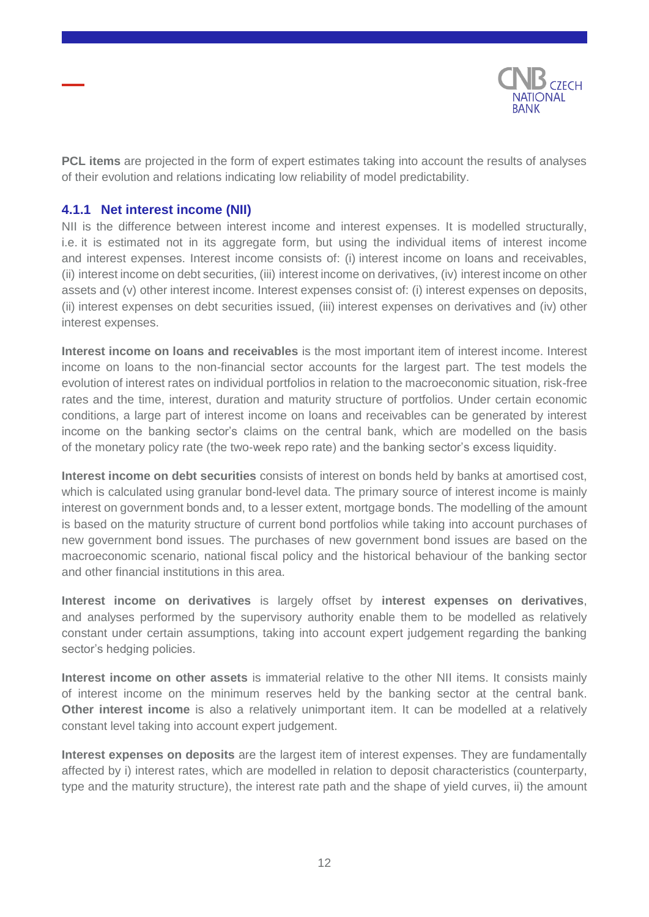**PCL items** are projected in the form of expert estimates taking into account the results of analyses of their evolution and relations indicating low reliability of model predictability.

### 4.1.1 Net interest income (NII)

NII is the difference between interest income and interest expenses. It is modelled structurally, i.e. it is estimated not in its aggregate form, but using the individual items of interest income and interest expenses. Interest income consists of: (i) interest income on loans and receivables, (ii) interest income on debt securities, (iii) interest income on derivatives, (iv) interest income on other assets and (v) other interest income. Interest expenses consist of: (i) interest expenses on deposits, (ii) interest expenses on debt securities issued, (iii) interest expenses on derivatives and (iv) other interest expenses.

**Interest income on loans and receivables** is the most important item of interest income. Interest income on loans to the non-financial sector accounts for the largest part. The test models the evolution of interest rates on individual portfolios in relation to the macroeconomic situation, risk-free rates and the time, interest, duration and maturity structure of portfolios. Under certain economic conditions, a large part of interest income on loans and receivables can be generated by interest income on the banking sector's claims on the central bank, which are modelled on the basis of the monetary policy rate (the two-week repo rate) and the banking sector's excess liquidity.

**Interest income on debt securities** consists of interest on bonds held by banks at amortised cost, which is calculated using granular bond-level data. The primary source of interest income is mainly interest on government bonds and, to a lesser extent, mortgage bonds. The modelling of the amount is based on the maturity structure of current bond portfolios while taking into account purchases of new government bond issues. The purchases of new government bond issues are based on the macroeconomic scenario, national fiscal policy and the historical behaviour of the banking sector and other financial institutions in this area.

**Interest income on derivatives** is largely offset by **interest expenses on derivatives**, and analyses performed by the supervisory authority enable them to be modelled as relatively constant under certain assumptions, taking into account expert judgement regarding the banking sector's hedging policies.

**Interest income on other assets** is immaterial relative to the other NII items. It consists mainly of interest income on the minimum reserves held by the banking sector at the central bank. **Other interest income** is also a relatively unimportant item. It can be modelled at a relatively constant level taking into account expert judgement.

**Interest expenses on deposits** are the largest item of interest expenses. They are fundamentally affected by i) interest rates, which are modelled in relation to deposit characteristics (counterparty, type and the maturity structure), the interest rate path and the shape of yield curves, ii) the amount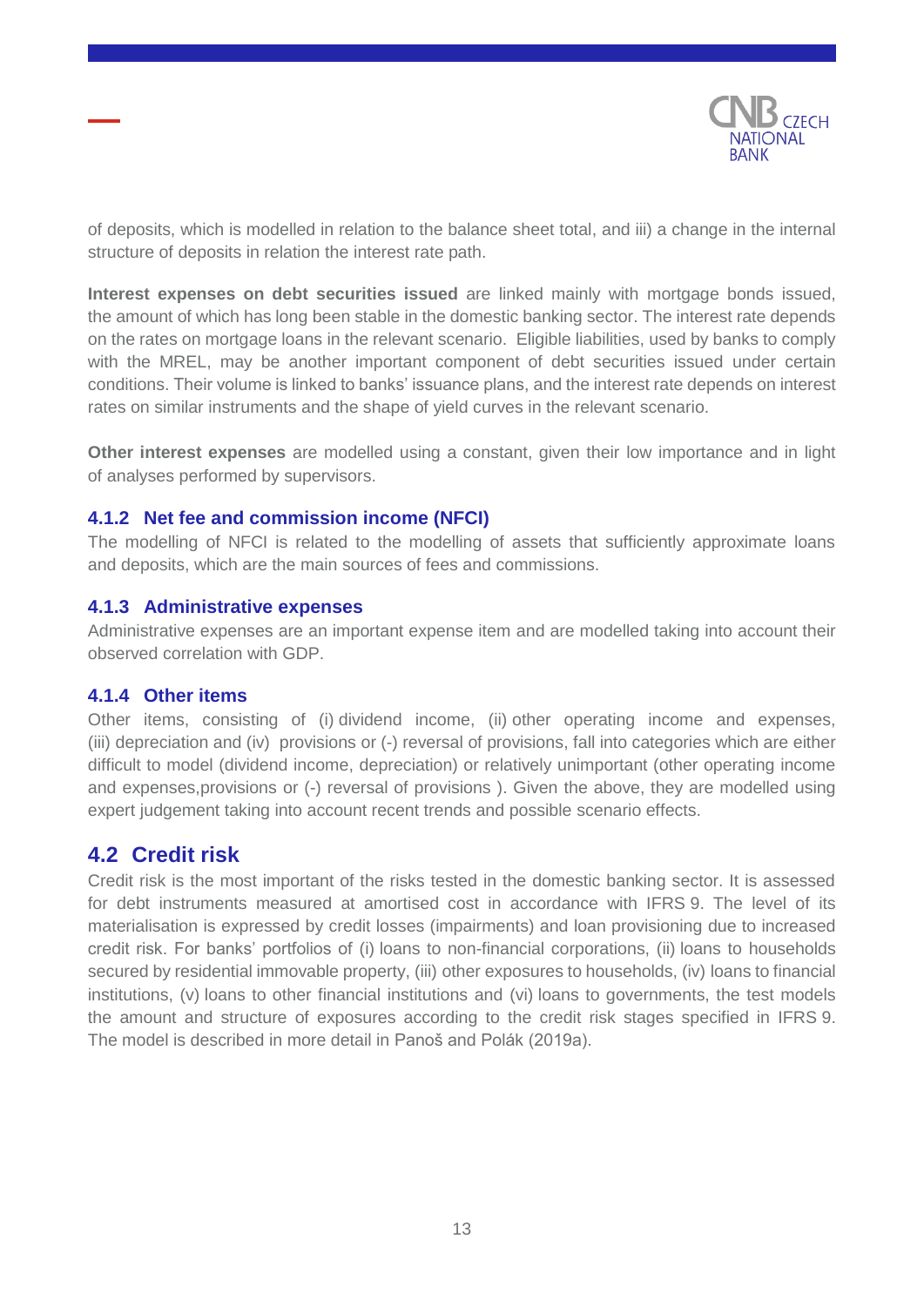of deposits, which is modelled in relation to the balance sheet total, and iii) a change in the internal structure of deposits in relation the interest rate path.

**Interest expenses on debt securities issued** are linked mainly with mortgage bonds issued, the amount of which has long been stable in the domestic banking sector. The interest rate depends on the rates on mortgage loans in the relevant scenario. Eligible liabilities, used by banks to comply with the MREL, may be another important component of debt securities issued under certain conditions. Their volume is linked to banks' issuance plans, and the interest rate depends on interest rates on similar instruments and the shape of yield curves in the relevant scenario.

**Other interest expenses** are modelled using a constant, given their low importance and in light of analyses performed by supervisors.

### 4.1.2 Net fee and commission income (NFCI)

The modelling of NFCI is related to the modelling of assets that sufficiently approximate loans and deposits, which are the main sources of fees and commissions.

### 4.1.3 Administrative expenses

Administrative expenses are an important expense item and are modelled taking into account their observed correlation with GDP.

### 4.1.4 Other items

Other items, consisting of (i) dividend income, (ii) other operating income and expenses, (iii) depreciation and (iv) provisions or (-) reversal of provisions, fall into categories which are either difficult to model (dividend income, depreciation) or relatively unimportant (other operating income and expenses,provisions or (-) reversal of provisions ). Given the above, they are modelled using expert judgement taking into account recent trends and possible scenario effects.

## 4.2 Credit risk

Credit risk is the most important of the risks tested in the domestic banking sector. It is assessed for debt instruments measured at amortised cost in accordance with IFRS 9. The level of its materialisation is expressed by credit losses (impairments) and loan provisioning due to increased credit risk. For banks' portfolios of (i) loans to non-financial corporations, (ii) loans to households secured by residential immovable property, (iii) other exposures to households, (iv) loans to financial institutions, (v) loans to other financial institutions and (vi) loans to governments, the test models the amount and structure of exposures according to the credit risk stages specified in IFRS 9. The model is described in more detail in Panoš and Polák (2019a).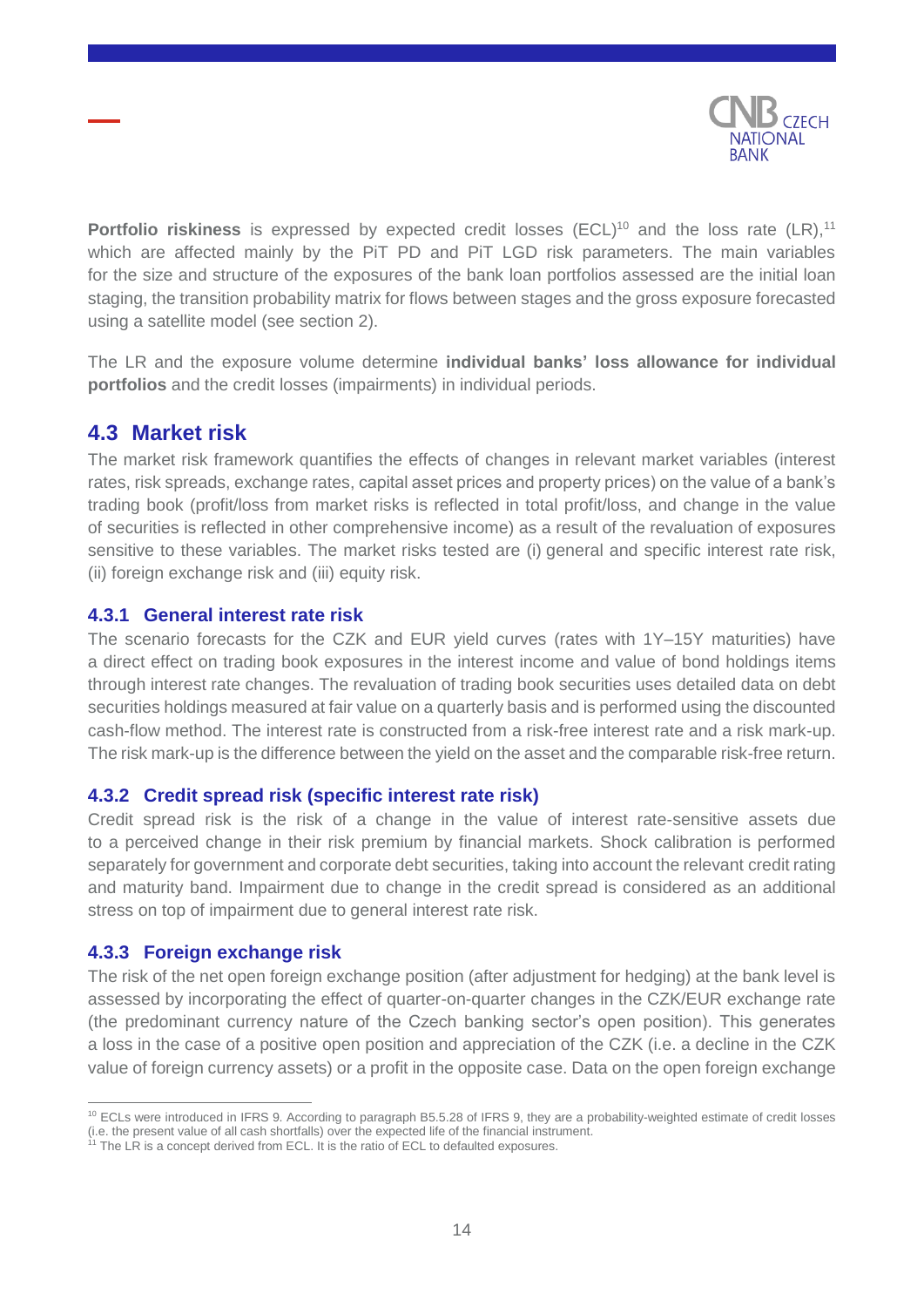**Portfolio riskiness** is expressed by expected credit losses (ECL)[10] and the loss rate (LR),[11] which are affected mainly by the PiT PD and PiT LGD risk parameters. The main variables for the size and structure of the exposures of the bank loan portfolios assessed are the initial loan staging, the transition probability matrix for flows between stages and the gross exposure forecasted using a satellite model (see section 2).

The LR and the exposure volume determine **individual banks' loss allowance for individual portfolios** and the credit losses (impairments) in individual periods.

## 4.3 Market risk

The market risk framework quantifies the effects of changes in relevant market variables (interest rates, risk spreads, exchange rates, capital asset prices and property prices) on the value of a bank's trading book (profit/loss from market risks is reflected in total profit/loss, and change in the value of securities is reflected in other comprehensive income) as a result of the revaluation of exposures sensitive to these variables. The market risks tested are (i) general and specific interest rate risk, (ii) foreign exchange risk and (iii) equity risk.

### 4.3.1 General interest rate risk

The scenario forecasts for the CZK and EUR yield curves (rates with 1Y–15Y maturities) have a direct effect on trading book exposures in the interest income and value of bond holdings items through interest rate changes. The revaluation of trading book securities uses detailed data on debt securities holdings measured at fair value on a quarterly basis and is performed using the discounted cash-flow method. The interest rate is constructed from a risk-free interest rate and a risk mark-up. The risk mark-up is the difference between the yield on the asset and the comparable risk-free return.

### 4.3.2 Credit spread risk (specific interest rate risk)

Credit spread risk is the risk of a change in the value of interest rate-sensitive assets due to a perceived change in their risk premium by financial markets. Shock calibration is performed separately for government and corporate debt securities, taking into account the relevant credit rating and maturity band. Impairment due to change in the credit spread is considered as an additional stress on top of impairment due to general interest rate risk.

### 4.3.3 Foreign exchange risk

The risk of the net open foreign exchange position (after adjustment for hedging) at the bank level is assessed by incorporating the effect of quarter-on-quarter changes in the CZK/EUR exchange rate (the predominant currency nature of the Czech banking sector's open position). This generates a loss in the case of a positive open position and appreciation of the CZK (i.e. a decline in the CZK value of foreign currency assets) or a profit in the opposite case. Data on the open foreign exchange

---

[10] ECLs were introduced in IFRS 9. According to paragraph B5.5.28 of IFRS 9, they are a probability-weighted estimate of credit losses (i.e. the present value of all cash shortfalls) over the expected life of the financial instrument.

[11] The LR is a concept derived from ECL. It is the ratio of ECL to defaulted exposures.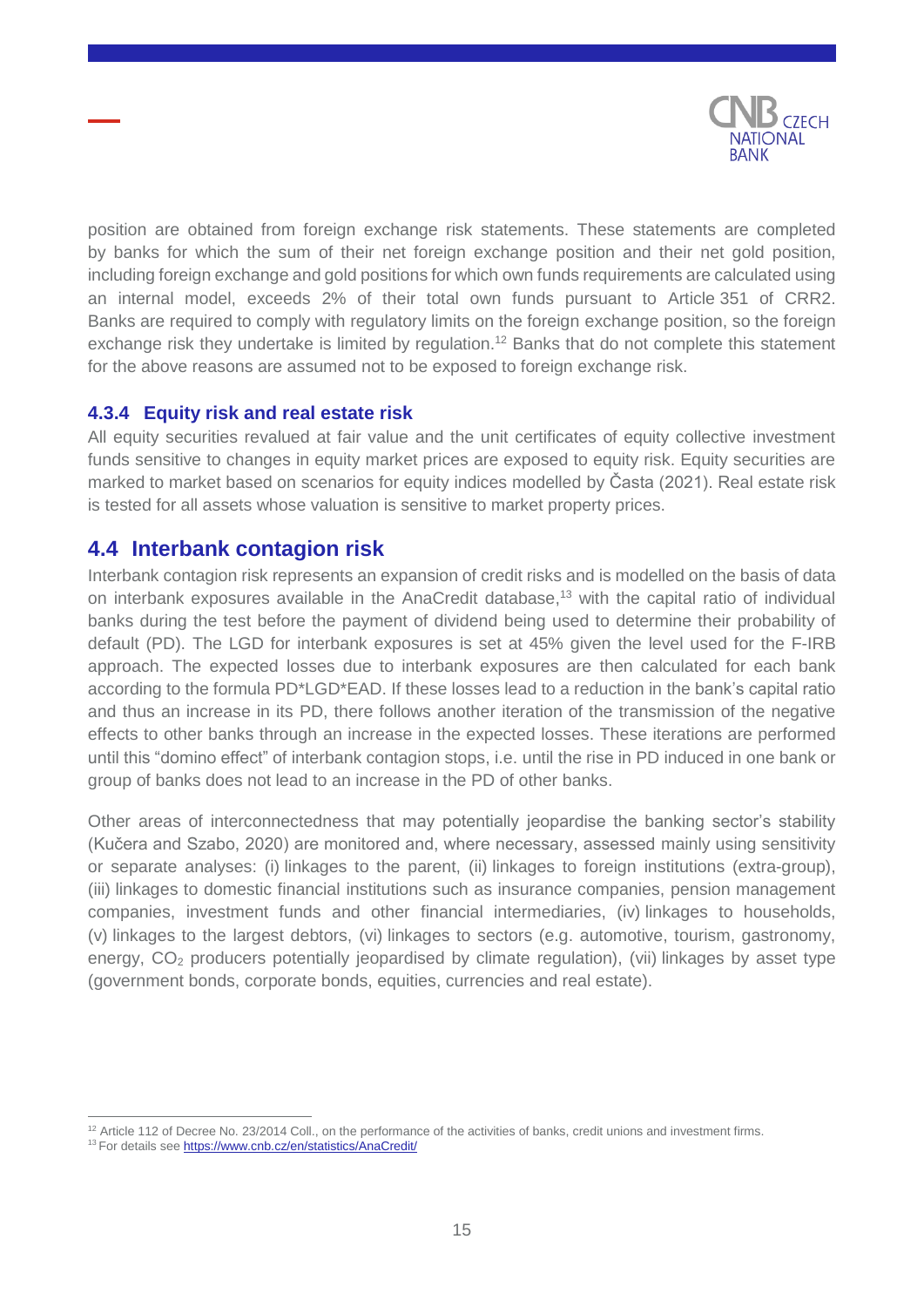position are obtained from foreign exchange risk statements. These statements are completed by banks for which the sum of their net foreign exchange position and their net gold position, including foreign exchange and gold positions for which own funds requirements are calculated using an internal model, exceeds 2% of their total own funds pursuant to Article 351 of CRR2. Banks are required to comply with regulatory limits on the foreign exchange position, so the foreign exchange risk they undertake is limited by regulation.[12] Banks that do not complete this statement for the above reasons are assumed not to be exposed to foreign exchange risk.

### 4.3.4 Equity risk and real estate risk

All equity securities revalued at fair value and the unit certificates of equity collective investment funds sensitive to changes in equity market prices are exposed to equity risk. Equity securities are marked to market based on scenarios for equity indices modelled by Časta (2021). Real estate risk is tested for all assets whose valuation is sensitive to market property prices.

## 4.4 Interbank contagion risk

Interbank contagion risk represents an expansion of credit risks and is modelled on the basis of data on interbank exposures available in the AnaCredit database,[13] with the capital ratio of individual banks during the test before the payment of dividend being used to determine their probability of default (PD). The LGD for interbank exposures is set at 45% given the level used for the F-IRB approach. The expected losses due to interbank exposures are then calculated for each bank according to the formula PD*LGD*EAD. If these losses lead to a reduction in the bank's capital ratio and thus an increase in its PD, there follows another iteration of the transmission of the negative effects to other banks through an increase in the expected losses. These iterations are performed until this "domino effect" of interbank contagion stops, i.e. until the rise in PD induced in one bank or group of banks does not lead to an increase in the PD of other banks.

Other areas of interconnectedness that may potentially jeopardise the banking sector's stability (Kučera and Szabo, 2020) are monitored and, where necessary, assessed mainly using sensitivity or separate analyses: (i) linkages to the parent, (ii) linkages to foreign institutions (extra-group), (iii) linkages to domestic financial institutions such as insurance companies, pension management companies, investment funds and other financial intermediaries, (iv) linkages to households, (v) linkages to the largest debtors, (vi) linkages to sectors (e.g. automotive, tourism, gastronomy, energy, $CO_2$ producers potentially jeopardised by climate regulation), (vii) linkages by asset type (government bonds, corporate bonds, equities, currencies and real estate).

---

[12] Article 112 of Decree No. 23/2014 Coll., on the performance of the activities of banks, credit unions and investment firms.

[13] For details see https://www.cnb.cz/en/statistics/AnaCredit/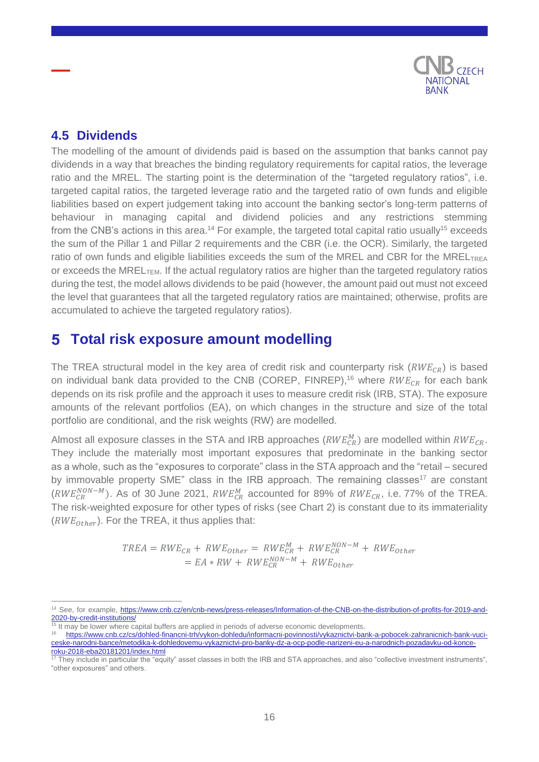## 4.5 Dividends

The modelling of the amount of dividends paid is based on the assumption that banks cannot pay dividends in a way that breaches the binding regulatory requirements for capital ratios, the leverage ratio and the MREL. The starting point is the determination of the "targeted regulatory ratios", i.e. targeted capital ratios, the targeted leverage ratio and the targeted ratio of own funds and eligible liabilities based on expert judgement taking into account the banking sector's long-term patterns of behaviour in managing capital and dividend policies and any restrictions stemming from the CNB's actions in this area.[14] For example, the targeted total capital ratio usually[15] exceeds the sum of the Pillar 1 and Pillar 2 requirements and the CBR (i.e. the OCR). Similarly, the targeted ratio of own funds and eligible liabilities exceeds the sum of the MREL and CBR for the $MREL_{TREA}$ or exceeds the $MREL_{TEM}$. If the actual regulatory ratios are higher than the targeted regulatory ratios during the test, the model allows dividends to be paid (however, the amount paid out must not exceed the level that guarantees that all the targeted regulatory ratios are maintained; otherwise, profits are accumulated to achieve the targeted regulatory ratios).

# 5 Total risk exposure amount modelling

The TREA structural model in the key area of credit risk and counterparty risk ($RWE_{CR}$) is based on individual bank data provided to the CNB (COREP, FINREP),[16] where $RWE_{CR}$ for each bank depends on its risk profile and the approach it uses to measure credit risk (IRB, STA). The exposure amounts of the relevant portfolios (EA), on which changes in the structure and size of the total portfolio are conditional, and the risk weights (RW) are modelled.

Almost all exposure classes in the STA and IRB approaches ($RWE_{CR}^{M}$) are modelled within $RWE_{CR}$. They include the materially most important exposures that predominate in the banking sector as a whole, such as the "exposures to corporate" class in the STA approach and the "retail – secured by immovable property SME" class in the IRB approach. The remaining classes[17] are constant ($RWE_{CR}^{NON-M}$). As of 30 June 2021, $RWE_{CR}^{M}$ accounted for 89% of $RWE_{CR}$, i.e. 77% of the TREA. The risk-weighted exposure for other types of risks (see Chart 2) is constant due to its immateriality ($RWE_{Other}$). For the TREA, it thus applies that:

$$TREA = RWE_{CR} + RWE_{Other} = RWE_{CR}^{M} + RWE_{CR}^{NON-M} + RWE_{Other}$$
$$= EA * RW + RWE_{CR}^{NON-M} + RWE_{Other}$$

---

[14] See, for example, https://www.cnb.cz/en/cnb-news/press-releases/Information-of-the-CNB-on-the-distribution-of-profits-for-2019-and-2020-by-credit-institutions/

[15] It may be lower where capital buffers are applied in periods of adverse economic developments.

[16] https://www.cnb.cz/cs/dohled-financni-trh/vykon-dohledu/informacni-povinnosti/vykaznictvi-bank-a-pobocek-zahranicnich-bank-vuci-ceske-narodni-bance/metodika-k-dohledovemu-vykaznictvi-pro-banky-dz-a-ocp-podle-narizeni-eu-a-narodnich-pozadavku-od-konce-roku-2018-eba20181201/index.html

[17] They include in particular the "equity" asset classes in both the IRB and STA approaches, and also "collective investment instruments", "other exposures" and others.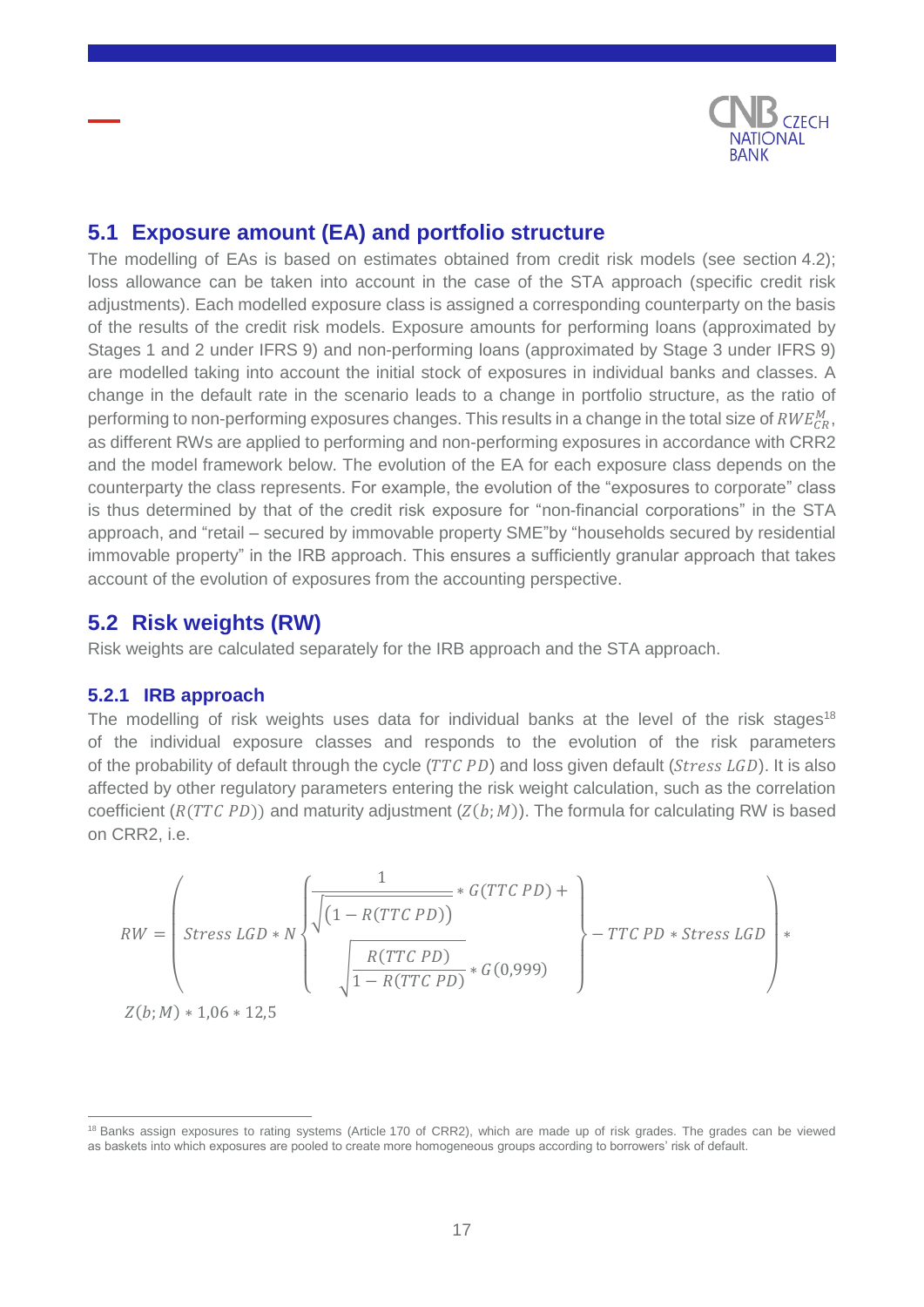## 5.1 Exposure amount (EA) and portfolio structure

The modelling of EAs is based on estimates obtained from credit risk models (see section 4.2); loss allowance can be taken into account in the case of the STA approach (specific credit risk adjustments). Each modelled exposure class is assigned a corresponding counterparty on the basis of the results of the credit risk models. Exposure amounts for performing loans (approximated by Stages 1 and 2 under IFRS 9) and non-performing loans (approximated by Stage 3 under IFRS 9) are modelled taking into account the initial stock of exposures in individual banks and classes. A change in the default rate in the scenario leads to a change in portfolio structure, as the ratio of performing to non-performing exposures changes. This results in a change in the total size of $RWE_{CR}^{M}$, as different RWs are applied to performing and non-performing exposures in accordance with CRR2 and the model framework below. The evolution of the EA for each exposure class depends on the counterparty the class represents. For example, the evolution of the "exposures to corporate" class is thus determined by that of the credit risk exposure for "non-financial corporations" in the STA approach, and "retail – secured by immovable property SME"by "households secured by residential immovable property" in the IRB approach. This ensures a sufficiently granular approach that takes account of the evolution of exposures from the accounting perspective.

## 5.2 Risk weights (RW)

Risk weights are calculated separately for the IRB approach and the STA approach.

### 5.2.1 IRB approach

The modelling of risk weights uses data for individual banks at the level of the risk stages[18] of the individual exposure classes and responds to the evolution of the risk parameters of the probability of default through the cycle ($TTC\ PD$) and loss given default ($Stress\ LGD$). It is also affected by other regulatory parameters entering the risk weight calculation, such as the correlation coefficient ($R(TTC\ PD)$) and maturity adjustment ($Z(b;M)$). The formula for calculating RW is based on CRR2, i.e.

$$RW = \left( Stress\ LGD * N \left\{ \begin{array}{c} \dfrac{1}{\sqrt{(1 - R(TTC\ PD))}} * G(TTC\ PD) + \\ \sqrt{\dfrac{R(TTC\ PD)}{1 - R(TTC\ PD)}} * G(0{,}999) \end{array} \right\} - TTC\ PD * Stress\ LGD \right) * Z(b;M) * 1{,}06 * 12{,}5$$

[18] Banks assign exposures to rating systems (Article 170 of CRR2), which are made up of risk grades. The grades can be viewed as baskets into which exposures are pooled to create more homogeneous groups according to borrowers' risk of default.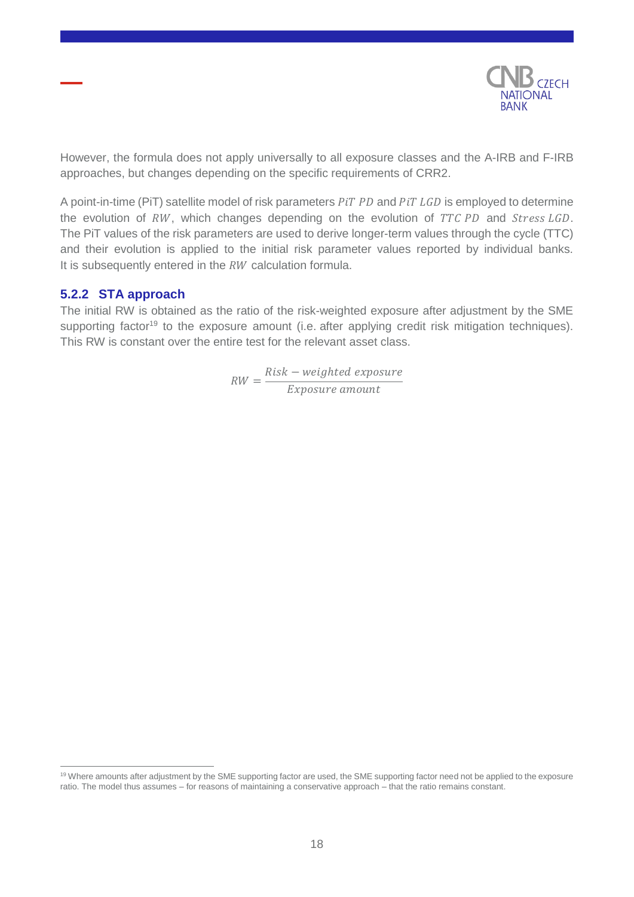However, the formula does not apply universally to all exposure classes and the A-IRB and F-IRB approaches, but changes depending on the specific requirements of CRR2.

A point-in-time (PiT) satellite model of risk parameters $PiT\ PD$ and $PiT\ LGD$ is employed to determine the evolution of $RW$, which changes depending on the evolution of $TTC\ PD$ and $Stress\ LGD$. The PiT values of the risk parameters are used to derive longer-term values through the cycle (TTC) and their evolution is applied to the initial risk parameter values reported by individual banks. It is subsequently entered in the $RW$ calculation formula.

### 5.2.2 STA approach

The initial RW is obtained as the ratio of the risk-weighted exposure after adjustment by the SME supporting factor[19] to the exposure amount (i.e. after applying credit risk mitigation techniques). This RW is constant over the entire test for the relevant asset class.

$$RW = \frac{Risk - weighted\ exposure}{Exposure\ amount}$$

[19] Where amounts after adjustment by the SME supporting factor are used, the SME supporting factor need not be applied to the exposure ratio. The model thus assumes – for reasons of maintaining a conservative approach – that the ratio remains constant.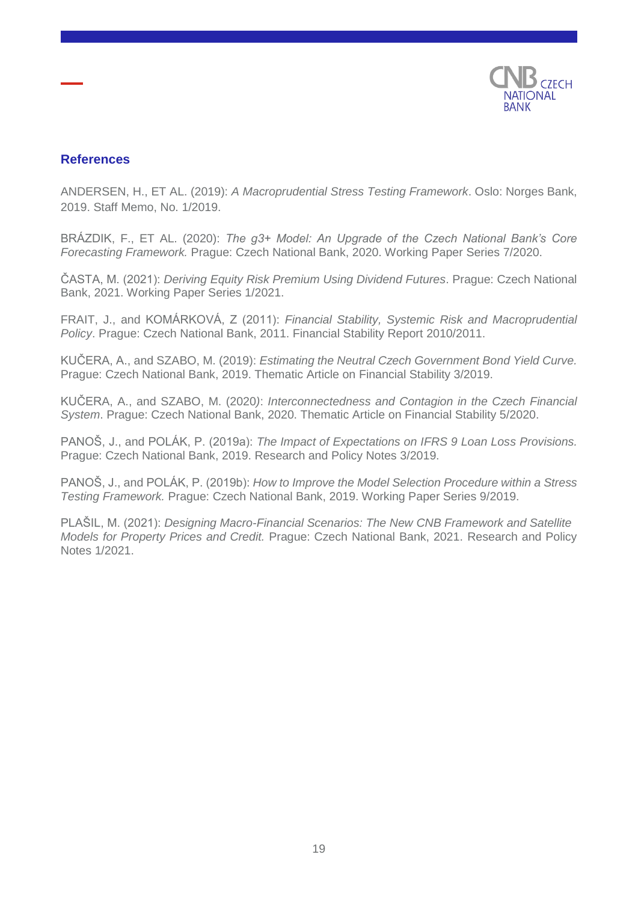## References

ANDERSEN, H., ET AL. (2019): *A Macroprudential Stress Testing Framework*. Oslo: Norges Bank, 2019. Staff Memo, No. 1/2019.

BRÁZDIK, F., ET AL. (2020): *The g3+ Model: An Upgrade of the Czech National Bank's Core Forecasting Framework.* Prague: Czech National Bank, 2020. Working Paper Series 7/2020.

ČASTA, M. (2021): *Deriving Equity Risk Premium Using Dividend Futures*. Prague: Czech National Bank, 2021. Working Paper Series 1/2021.

FRAIT, J., and KOMÁRKOVÁ, Z (2011): *Financial Stability, Systemic Risk and Macroprudential Policy*. Prague: Czech National Bank, 2011. Financial Stability Report 2010/2011.

KUČERA, A., and SZABO, M. (2019): *Estimating the Neutral Czech Government Bond Yield Curve.* Prague: Czech National Bank, 2019. Thematic Article on Financial Stability 3/2019.

KUČERA, A., and SZABO, M. (2020): *Interconnectedness and Contagion in the Czech Financial System*. Prague: Czech National Bank, 2020. Thematic Article on Financial Stability 5/2020.

PANOŠ, J., and POLÁK, P. (2019a): *The Impact of Expectations on IFRS 9 Loan Loss Provisions.* Prague: Czech National Bank, 2019. Research and Policy Notes 3/2019.

PANOŠ, J., and POLÁK, P. (2019b): *How to Improve the Model Selection Procedure within a Stress Testing Framework.* Prague: Czech National Bank, 2019. Working Paper Series 9/2019.

PLAŠIL, M. (2021): *Designing Macro-Financial Scenarios: The New CNB Framework and Satellite Models for Property Prices and Credit.* Prague: Czech National Bank, 2021. Research and Policy Notes 1/2021.